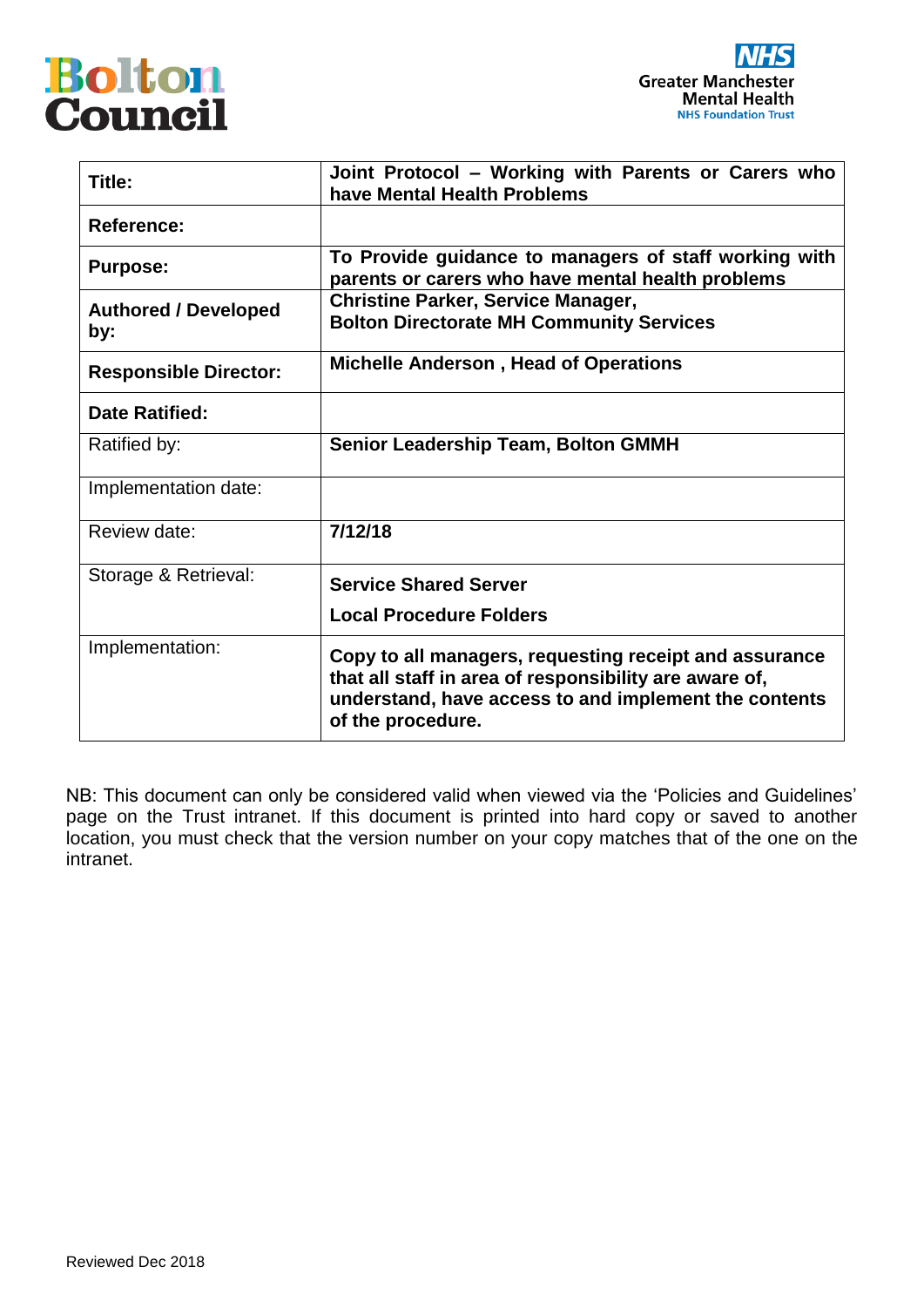Bolton Council

NHS Greater Manchester Mental Health NHS Foundation Trust

| | |
|---|---|
| **Title:** | **Joint Protocol – Working with Parents or Carers who have Mental Health Problems** |
| **Reference:** | |
| **Purpose:** | **To Provide guidance to managers of staff working with parents or carers who have mental health problems** |
| **Authored / Developed by:** | **Christine Parker, Service Manager, Bolton Directorate MH Community Services** |
| **Responsible Director:** | **Michelle Anderson , Head of Operations** |
| **Date Ratified:** | |
| Ratified by: | **Senior Leadership Team, Bolton GMMH** |
| Implementation date: | |
| Review date: | **7/12/18** |
| Storage & Retrieval: | **Service Shared Server**<br>**Local Procedure Folders** |
| Implementation: | **Copy to all managers, requesting receipt and assurance that all staff in area of responsibility are aware of, understand, have access to and implement the contents of the procedure.** |

NB: This document can only be considered valid when viewed via the 'Policies and Guidelines' page on the Trust intranet. If this document is printed into hard copy or saved to another location, you must check that the version number on your copy matches that of the one on the intranet.

Reviewed Dec 2018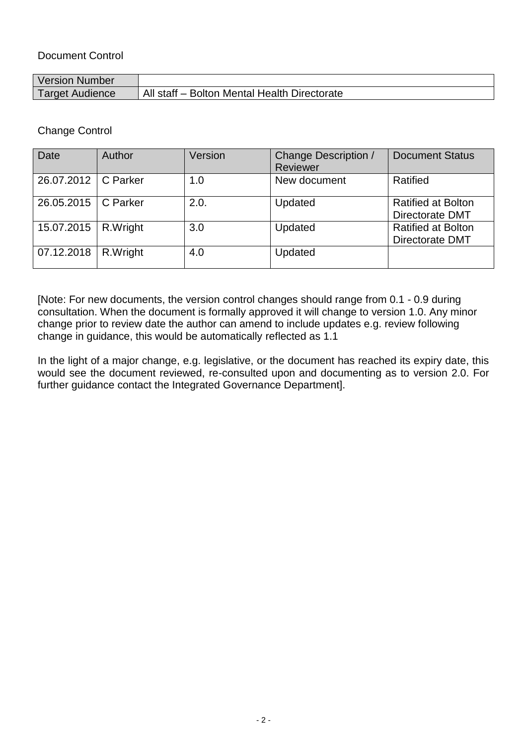Document Control

| Version Number | |
|---|---|
| Target Audience | All staff – Bolton Mental Health Directorate |

Change Control

| Date | Author | Version | Change Description / Reviewer | Document Status |
|---|---|---|---|---|
| 26.07.2012 | C Parker | 1.0 | New document | Ratified |
| 26.05.2015 | C Parker | 2.0. | Updated | Ratified at Bolton Directorate DMT |
| 15.07.2015 | R.Wright | 3.0 | Updated | Ratified at Bolton Directorate DMT |
| 07.12.2018 | R.Wright | 4.0 | Updated | |

[Note: For new documents, the version control changes should range from 0.1 - 0.9 during consultation. When the document is formally approved it will change to version 1.0. Any minor change prior to review date the author can amend to include updates e.g. review following change in guidance, this would be automatically reflected as 1.1

In the light of a major change, e.g. legislative, or the document has reached its expiry date, this would see the document reviewed, re-consulted upon and documenting as to version 2.0. For further guidance contact the Integrated Governance Department].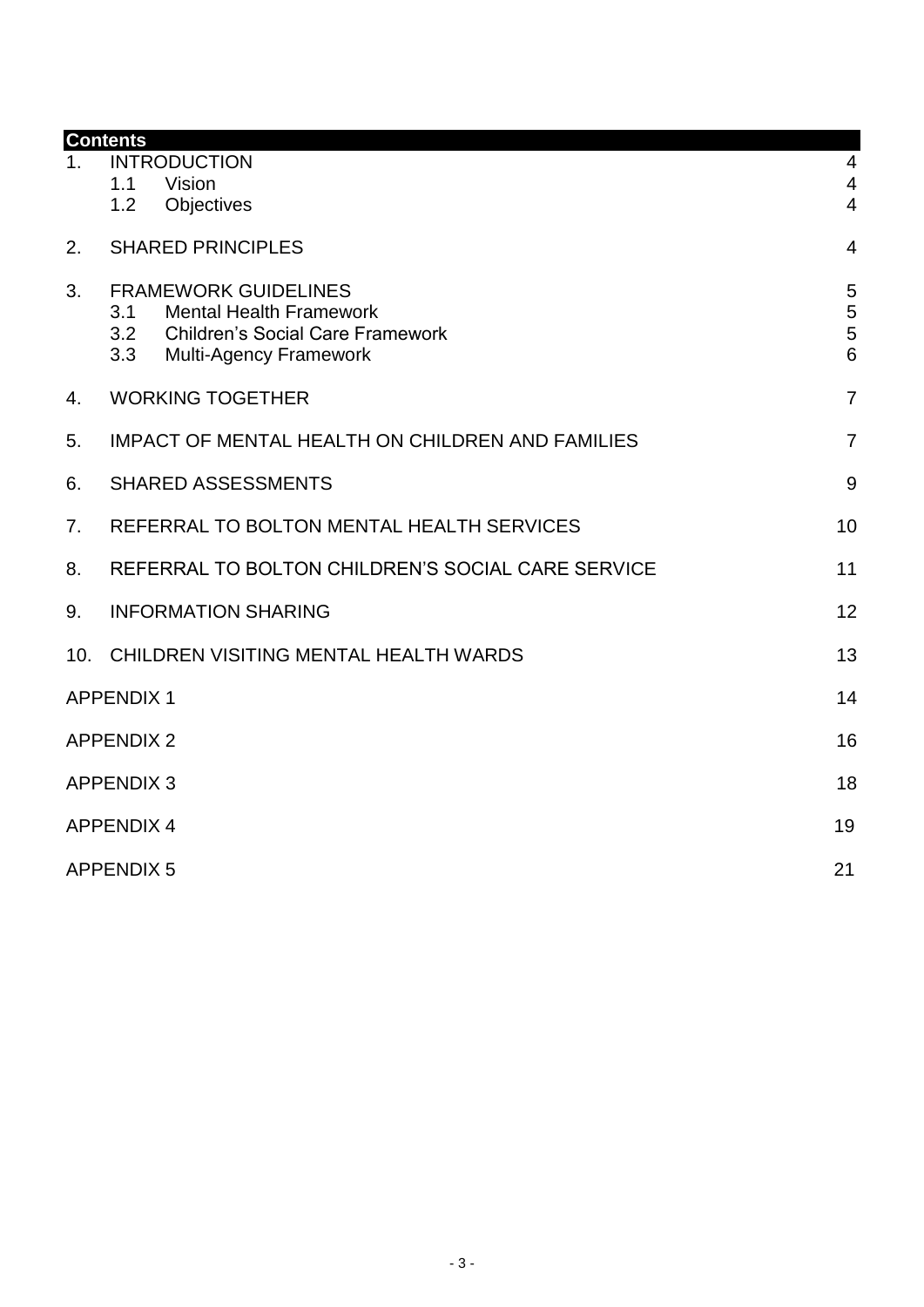## Contents

| | | |
|---|---|---|
| 1. | INTRODUCTION | 4 |
| | 1.1 Vision | 4 |
| | 1.2 Objectives | 4 |
| 2. | SHARED PRINCIPLES | 4 |
| 3. | FRAMEWORK GUIDELINES | 5 |
| | 3.1 Mental Health Framework | 5 |
| | 3.2 Children's Social Care Framework | 5 |
| | 3.3 Multi-Agency Framework | 6 |
| 4. | WORKING TOGETHER | 7 |
| 5. | IMPACT OF MENTAL HEALTH ON CHILDREN AND FAMILIES | 7 |
| 6. | SHARED ASSESSMENTS | 9 |
| 7. | REFERRAL TO BOLTON MENTAL HEALTH SERVICES | 10 |
| 8. | REFERRAL TO BOLTON CHILDREN'S SOCIAL CARE SERVICE | 11 |
| 9. | INFORMATION SHARING | 12 |
| 10. | CHILDREN VISITING MENTAL HEALTH WARDS | 13 |
| | APPENDIX 1 | 14 |
| | APPENDIX 2 | 16 |
| | APPENDIX 3 | 18 |
| | APPENDIX 4 | 19 |
| | APPENDIX 5 | 21 |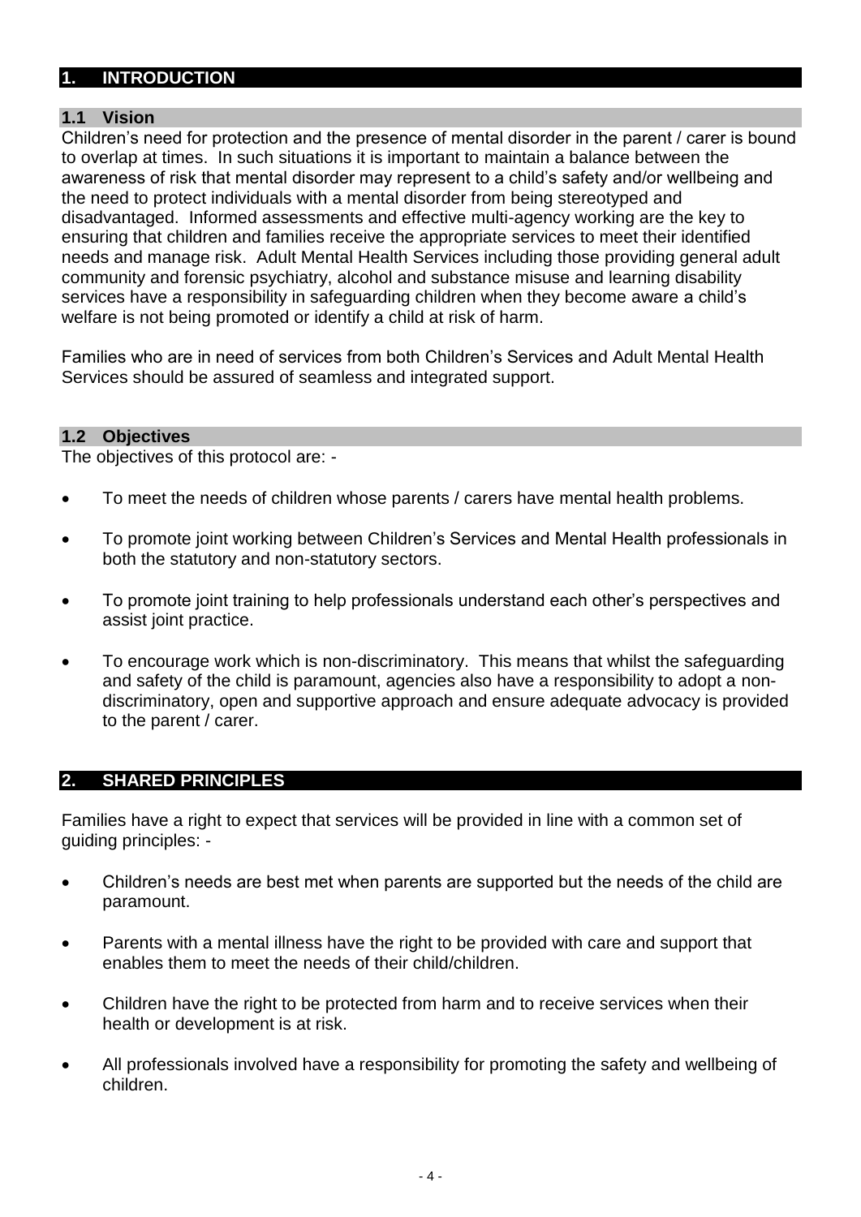# 1. INTRODUCTION

## 1.1 Vision

Children's need for protection and the presence of mental disorder in the parent / carer is bound to overlap at times. In such situations it is important to maintain a balance between the awareness of risk that mental disorder may represent to a child's safety and/or wellbeing and the need to protect individuals with a mental disorder from being stereotyped and disadvantaged. Informed assessments and effective multi-agency working are the key to ensuring that children and families receive the appropriate services to meet their identified needs and manage risk. Adult Mental Health Services including those providing general adult community and forensic psychiatry, alcohol and substance misuse and learning disability services have a responsibility in safeguarding children when they become aware a child's welfare is not being promoted or identify a child at risk of harm.

Families who are in need of services from both Children's Services and Adult Mental Health Services should be assured of seamless and integrated support.

## 1.2 Objectives

The objectives of this protocol are: -

- To meet the needs of children whose parents / carers have mental health problems.
- To promote joint working between Children's Services and Mental Health professionals in both the statutory and non-statutory sectors.
- To promote joint training to help professionals understand each other's perspectives and assist joint practice.
- To encourage work which is non-discriminatory. This means that whilst the safeguarding and safety of the child is paramount, agencies also have a responsibility to adopt a non-discriminatory, open and supportive approach and ensure adequate advocacy is provided to the parent / carer.

# 2. SHARED PRINCIPLES

Families have a right to expect that services will be provided in line with a common set of guiding principles: -

- Children's needs are best met when parents are supported but the needs of the child are paramount.
- Parents with a mental illness have the right to be provided with care and support that enables them to meet the needs of their child/children.
- Children have the right to be protected from harm and to receive services when their health or development is at risk.
- All professionals involved have a responsibility for promoting the safety and wellbeing of children.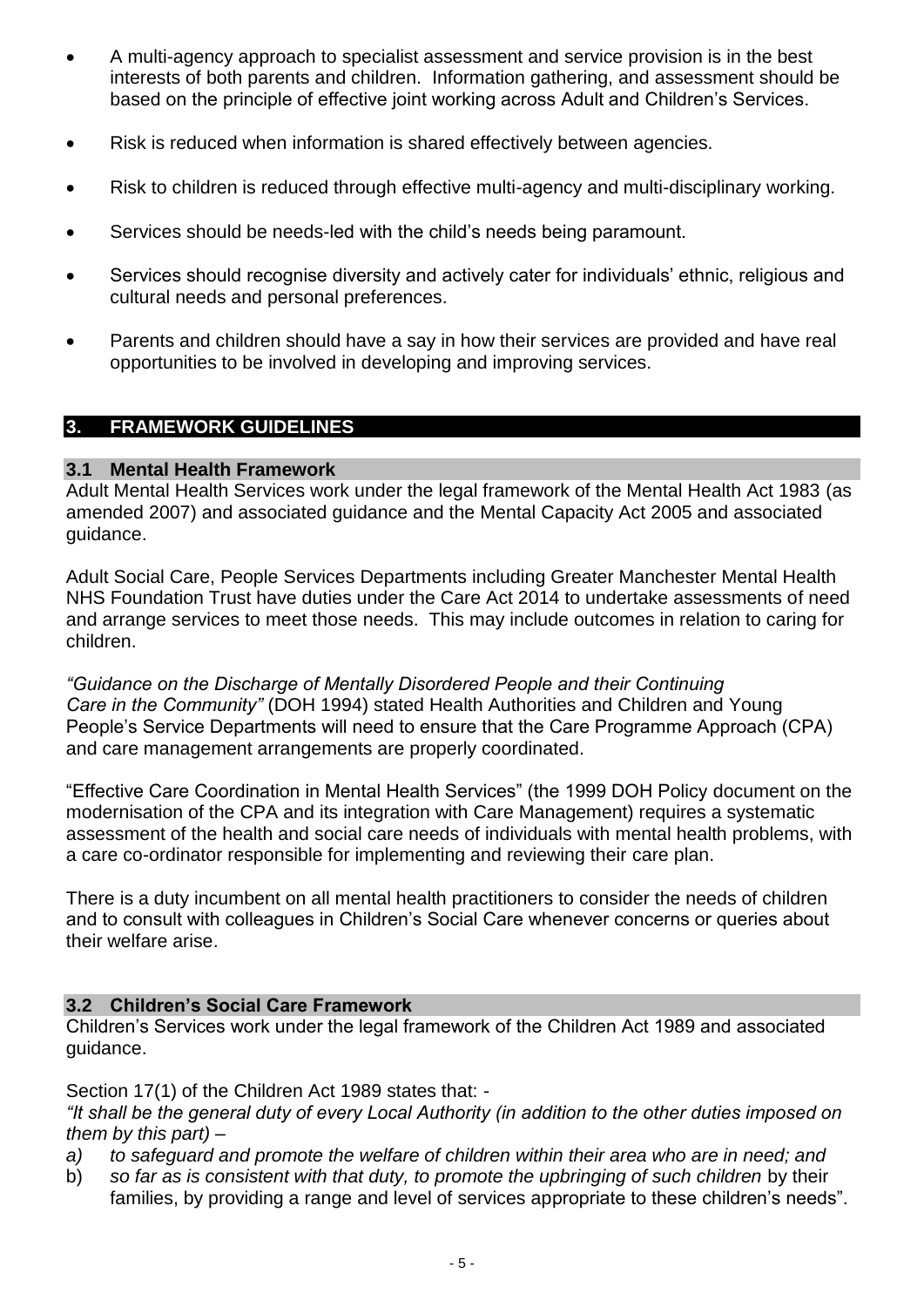- A multi-agency approach to specialist assessment and service provision is in the best interests of both parents and children. Information gathering, and assessment should be based on the principle of effective joint working across Adult and Children's Services.
- Risk is reduced when information is shared effectively between agencies.
- Risk to children is reduced through effective multi-agency and multi-disciplinary working.
- Services should be needs-led with the child's needs being paramount.
- Services should recognise diversity and actively cater for individuals' ethnic, religious and cultural needs and personal preferences.
- Parents and children should have a say in how their services are provided and have real opportunities to be involved in developing and improving services.

## 3. FRAMEWORK GUIDELINES

### 3.1 Mental Health Framework

Adult Mental Health Services work under the legal framework of the Mental Health Act 1983 (as amended 2007) and associated guidance and the Mental Capacity Act 2005 and associated guidance.

Adult Social Care, People Services Departments including Greater Manchester Mental Health NHS Foundation Trust have duties under the Care Act 2014 to undertake assessments of need and arrange services to meet those needs. This may include outcomes in relation to caring for children.

*"Guidance on the Discharge of Mentally Disordered People and their Continuing Care in the Community"* (DOH 1994) stated Health Authorities and Children and Young People's Service Departments will need to ensure that the Care Programme Approach (CPA) and care management arrangements are properly coordinated.

"Effective Care Coordination in Mental Health Services" (the 1999 DOH Policy document on the modernisation of the CPA and its integration with Care Management) requires a systematic assessment of the health and social care needs of individuals with mental health problems, with a care co-ordinator responsible for implementing and reviewing their care plan.

There is a duty incumbent on all mental health practitioners to consider the needs of children and to consult with colleagues in Children's Social Care whenever concerns or queries about their welfare arise.

### 3.2 Children's Social Care Framework

Children's Services work under the legal framework of the Children Act 1989 and associated guidance.

Section 17(1) of the Children Act 1989 states that: -

*"It shall be the general duty of every Local Authority (in addition to the other duties imposed on them by this part) –*

a) *to safeguard and promote the welfare of children within their area who are in need; and*
b) *so far as is consistent with that duty, to promote the upbringing of such children* by their families, by providing a range and level of services appropriate to these children's needs".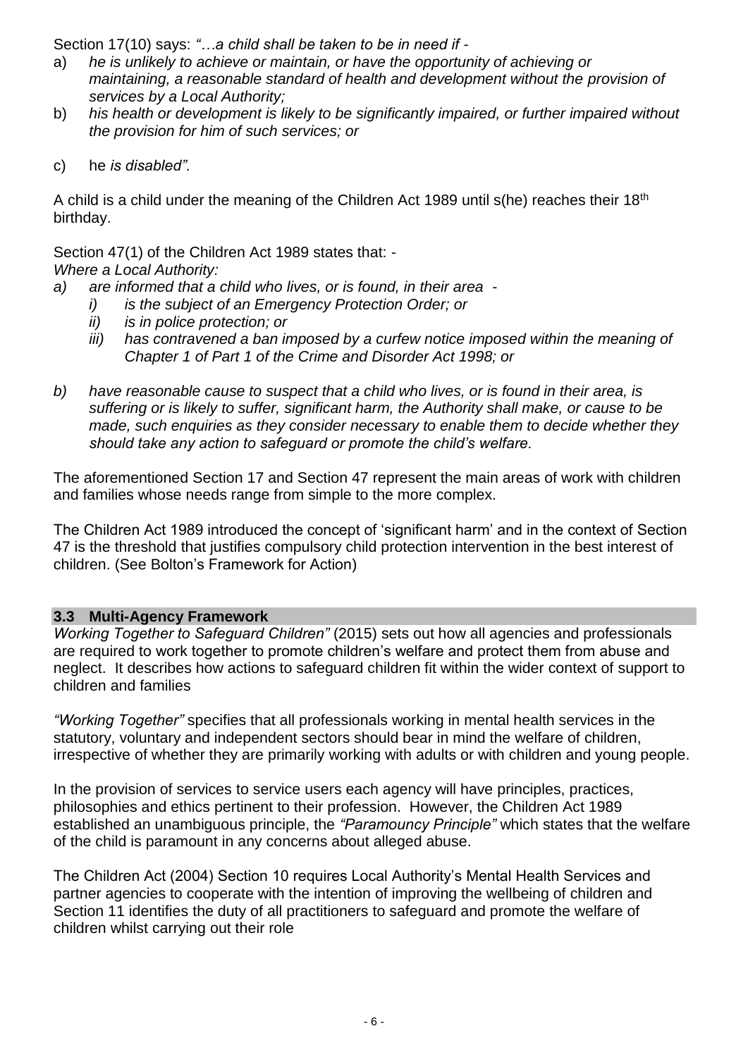Section 17(10) says: *"…a child shall be taken to be in need if -*

a) *he is unlikely to achieve or maintain, or have the opportunity of achieving or maintaining, a reasonable standard of health and development without the provision of services by a Local Authority;*
b) *his health or development is likely to be significantly impaired, or further impaired without the provision for him of such services; or*
c) he *is disabled".*

A child is a child under the meaning of the Children Act 1989 until s(he) reaches their 18th birthday.

Section 47(1) of the Children Act 1989 states that: -
*Where a Local Authority:*

*a) are informed that a child who lives, or is found, in their area -*
   *i) is the subject of an Emergency Protection Order; or*
   *ii) is in police protection; or*
   *iii) has contravened a ban imposed by a curfew notice imposed within the meaning of Chapter 1 of Part 1 of the Crime and Disorder Act 1998; or*

*b) have reasonable cause to suspect that a child who lives, or is found in their area, is suffering or is likely to suffer, significant harm, the Authority shall make, or cause to be made, such enquiries as they consider necessary to enable them to decide whether they should take any action to safeguard or promote the child's welfare.*

The aforementioned Section 17 and Section 47 represent the main areas of work with children and families whose needs range from simple to the more complex.

The Children Act 1989 introduced the concept of 'significant harm' and in the context of Section 47 is the threshold that justifies compulsory child protection intervention in the best interest of children. (See Bolton's Framework for Action)

### 3.3 Multi-Agency Framework

*Working Together to Safeguard Children"* (2015) sets out how all agencies and professionals are required to work together to promote children's welfare and protect them from abuse and neglect. It describes how actions to safeguard children fit within the wider context of support to children and families

*"Working Together"* specifies that all professionals working in mental health services in the statutory, voluntary and independent sectors should bear in mind the welfare of children, irrespective of whether they are primarily working with adults or with children and young people.

In the provision of services to service users each agency will have principles, practices, philosophies and ethics pertinent to their profession. However, the Children Act 1989 established an unambiguous principle, the *"Paramouncy Principle"* which states that the welfare of the child is paramount in any concerns about alleged abuse.

The Children Act (2004) Section 10 requires Local Authority's Mental Health Services and partner agencies to cooperate with the intention of improving the wellbeing of children and Section 11 identifies the duty of all practitioners to safeguard and promote the welfare of children whilst carrying out their role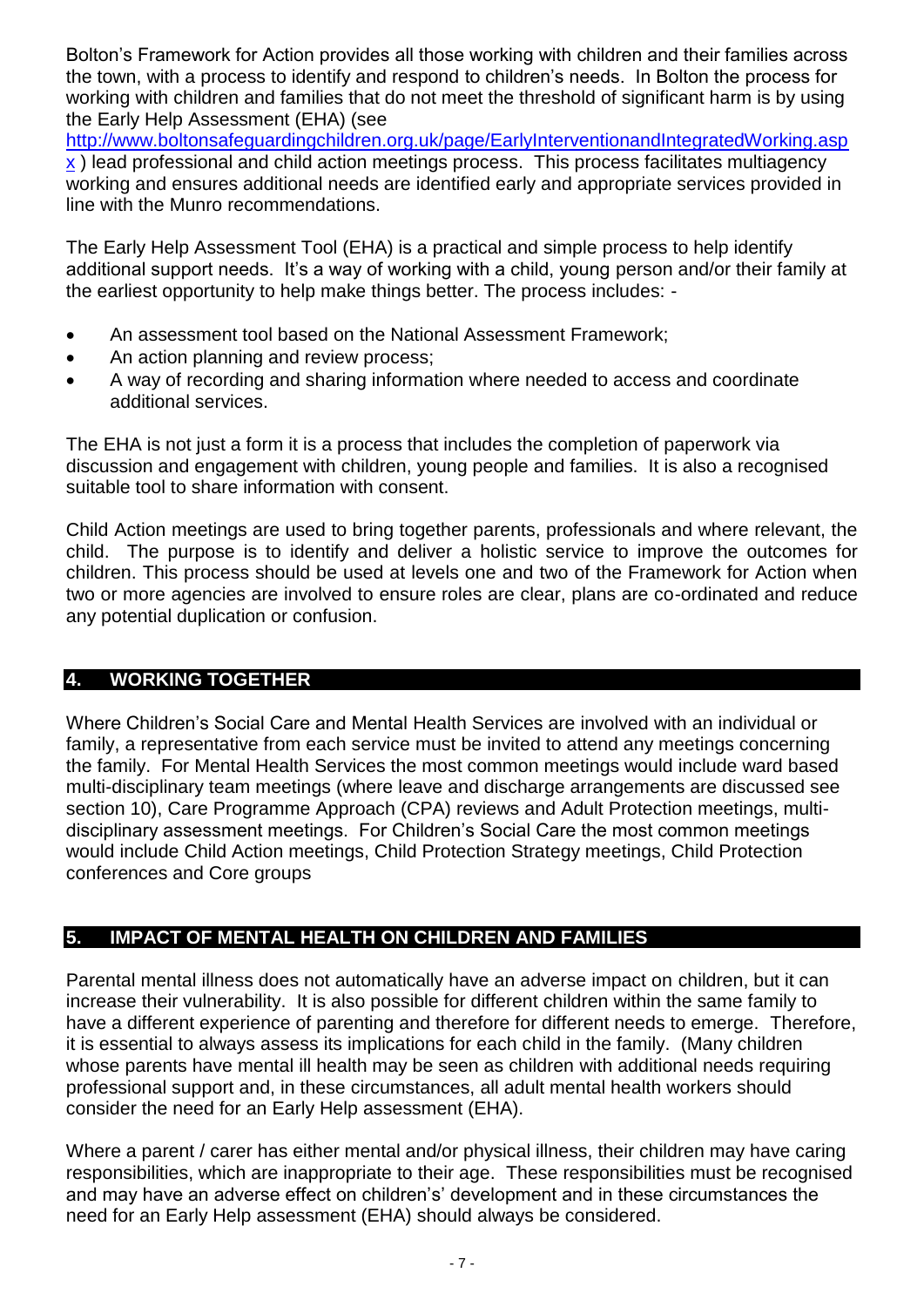Bolton's Framework for Action provides all those working with children and their families across the town, with a process to identify and respond to children's needs. In Bolton the process for working with children and families that do not meet the threshold of significant harm is by using the Early Help Assessment (EHA) (see [http://www.boltonsafeguardingchildren.org.uk/page/EarlyInterventionandIntegratedWorking.aspx](http://www.boltonsafeguardingchildren.org.uk/page/EarlyInterventionandIntegratedWorking.aspx) ) lead professional and child action meetings process. This process facilitates multiagency working and ensures additional needs are identified early and appropriate services provided in line with the Munro recommendations.

The Early Help Assessment Tool (EHA) is a practical and simple process to help identify additional support needs. It's a way of working with a child, young person and/or their family at the earliest opportunity to help make things better. The process includes: -

- An assessment tool based on the National Assessment Framework;
- An action planning and review process;
- A way of recording and sharing information where needed to access and coordinate additional services.

The EHA is not just a form it is a process that includes the completion of paperwork via discussion and engagement with children, young people and families. It is also a recognised suitable tool to share information with consent.

Child Action meetings are used to bring together parents, professionals and where relevant, the child. The purpose is to identify and deliver a holistic service to improve the outcomes for children. This process should be used at levels one and two of the Framework for Action when two or more agencies are involved to ensure roles are clear, plans are co-ordinated and reduce any potential duplication or confusion.

## 4. WORKING TOGETHER

Where Children's Social Care and Mental Health Services are involved with an individual or family, a representative from each service must be invited to attend any meetings concerning the family. For Mental Health Services the most common meetings would include ward based multi-disciplinary team meetings (where leave and discharge arrangements are discussed see section 10), Care Programme Approach (CPA) reviews and Adult Protection meetings, multi-disciplinary assessment meetings. For Children's Social Care the most common meetings would include Child Action meetings, Child Protection Strategy meetings, Child Protection conferences and Core groups

## 5. IMPACT OF MENTAL HEALTH ON CHILDREN AND FAMILIES

Parental mental illness does not automatically have an adverse impact on children, but it can increase their vulnerability. It is also possible for different children within the same family to have a different experience of parenting and therefore for different needs to emerge. Therefore, it is essential to always assess its implications for each child in the family. (Many children whose parents have mental ill health may be seen as children with additional needs requiring professional support and, in these circumstances, all adult mental health workers should consider the need for an Early Help assessment (EHA).

Where a parent / carer has either mental and/or physical illness, their children may have caring responsibilities, which are inappropriate to their age. These responsibilities must be recognised and may have an adverse effect on children's' development and in these circumstances the need for an Early Help assessment (EHA) should always be considered.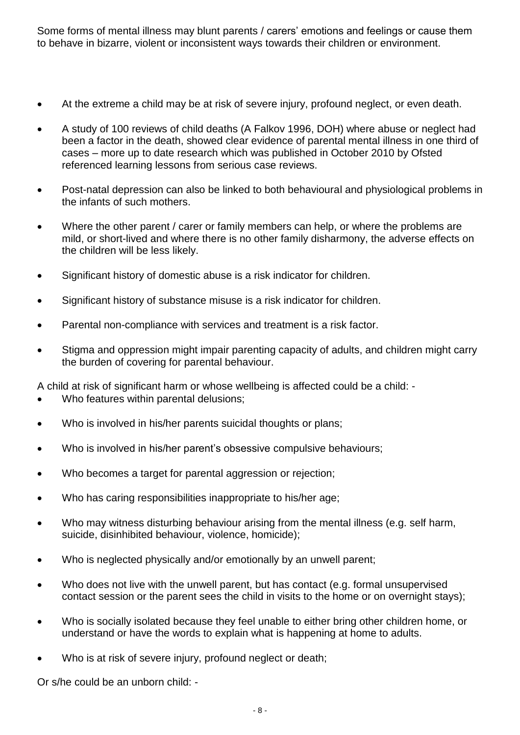Some forms of mental illness may blunt parents / carers' emotions and feelings or cause them to behave in bizarre, violent or inconsistent ways towards their children or environment.

- At the extreme a child may be at risk of severe injury, profound neglect, or even death.
- A study of 100 reviews of child deaths (A Falkov 1996, DOH) where abuse or neglect had been a factor in the death, showed clear evidence of parental mental illness in one third of cases – more up to date research which was published in October 2010 by Ofsted referenced learning lessons from serious case reviews.
- Post-natal depression can also be linked to both behavioural and physiological problems in the infants of such mothers.
- Where the other parent / carer or family members can help, or where the problems are mild, or short-lived and where there is no other family disharmony, the adverse effects on the children will be less likely.
- Significant history of domestic abuse is a risk indicator for children.
- Significant history of substance misuse is a risk indicator for children.
- Parental non-compliance with services and treatment is a risk factor.
- Stigma and oppression might impair parenting capacity of adults, and children might carry the burden of covering for parental behaviour.

A child at risk of significant harm or whose wellbeing is affected could be a child: -

- Who features within parental delusions;
- Who is involved in his/her parents suicidal thoughts or plans;
- Who is involved in his/her parent's obsessive compulsive behaviours;
- Who becomes a target for parental aggression or rejection;
- Who has caring responsibilities inappropriate to his/her age;
- Who may witness disturbing behaviour arising from the mental illness (e.g. self harm, suicide, disinhibited behaviour, violence, homicide);
- Who is neglected physically and/or emotionally by an unwell parent;
- Who does not live with the unwell parent, but has contact (e.g. formal unsupervised contact session or the parent sees the child in visits to the home or on overnight stays);
- Who is socially isolated because they feel unable to either bring other children home, or understand or have the words to explain what is happening at home to adults.
- Who is at risk of severe injury, profound neglect or death;

Or s/he could be an unborn child: -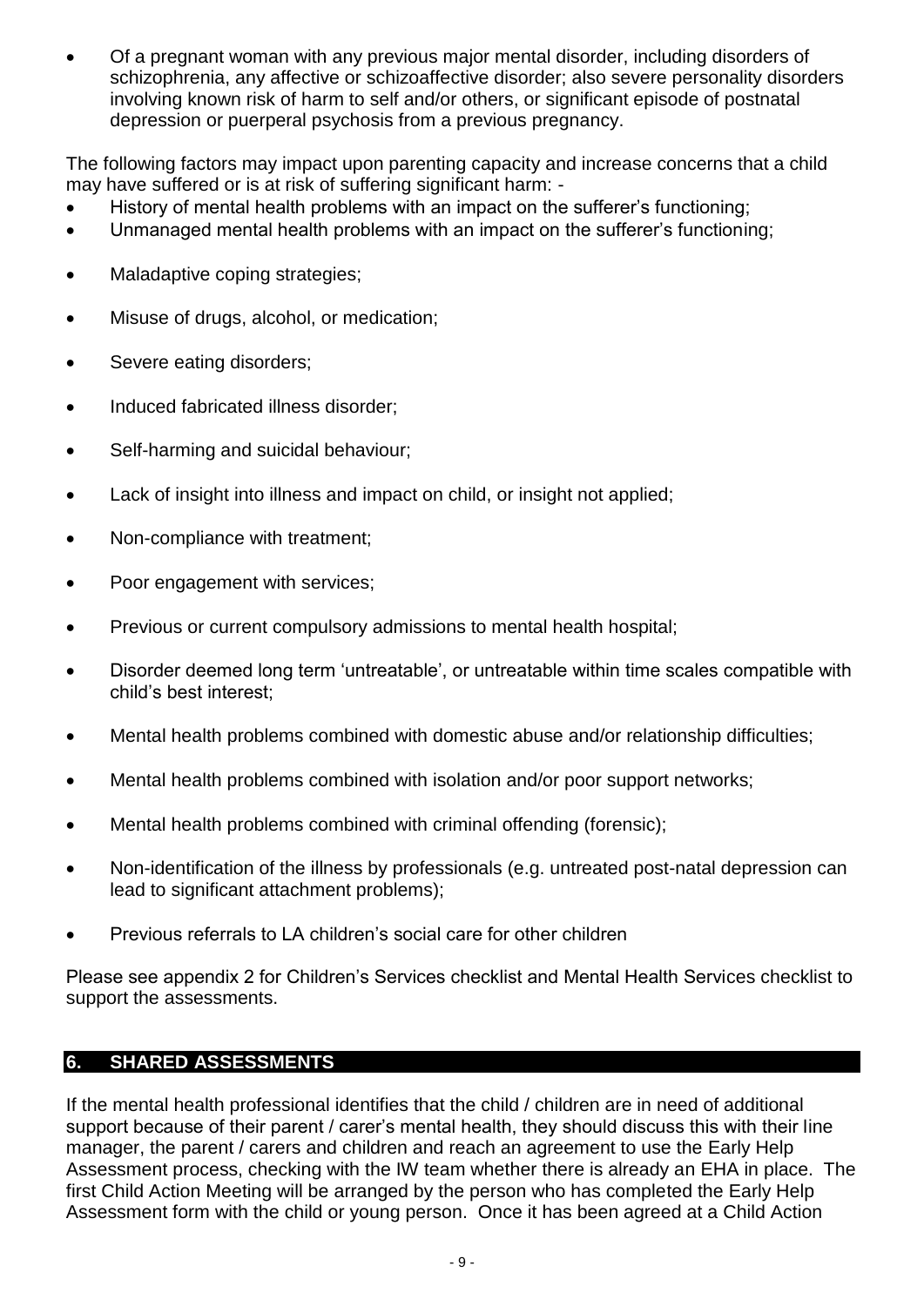- Of a pregnant woman with any previous major mental disorder, including disorders of schizophrenia, any affective or schizoaffective disorder; also severe personality disorders involving known risk of harm to self and/or others, or significant episode of postnatal depression or puerperal psychosis from a previous pregnancy.

The following factors may impact upon parenting capacity and increase concerns that a child may have suffered or is at risk of suffering significant harm: -

- History of mental health problems with an impact on the sufferer's functioning;
- Unmanaged mental health problems with an impact on the sufferer's functioning;
- Maladaptive coping strategies;
- Misuse of drugs, alcohol, or medication;
- Severe eating disorders;
- Induced fabricated illness disorder;
- Self-harming and suicidal behaviour;
- Lack of insight into illness and impact on child, or insight not applied;
- Non-compliance with treatment;
- Poor engagement with services;
- Previous or current compulsory admissions to mental health hospital;
- Disorder deemed long term 'untreatable', or untreatable within time scales compatible with child's best interest;
- Mental health problems combined with domestic abuse and/or relationship difficulties;
- Mental health problems combined with isolation and/or poor support networks;
- Mental health problems combined with criminal offending (forensic);
- Non-identification of the illness by professionals (e.g. untreated post-natal depression can lead to significant attachment problems);
- Previous referrals to LA children's social care for other children

Please see appendix 2 for Children's Services checklist and Mental Health Services checklist to support the assessments.

## 6. SHARED ASSESSMENTS

If the mental health professional identifies that the child / children are in need of additional support because of their parent / carer's mental health, they should discuss this with their line manager, the parent / carers and children and reach an agreement to use the Early Help Assessment process, checking with the IW team whether there is already an EHA in place. The first Child Action Meeting will be arranged by the person who has completed the Early Help Assessment form with the child or young person. Once it has been agreed at a Child Action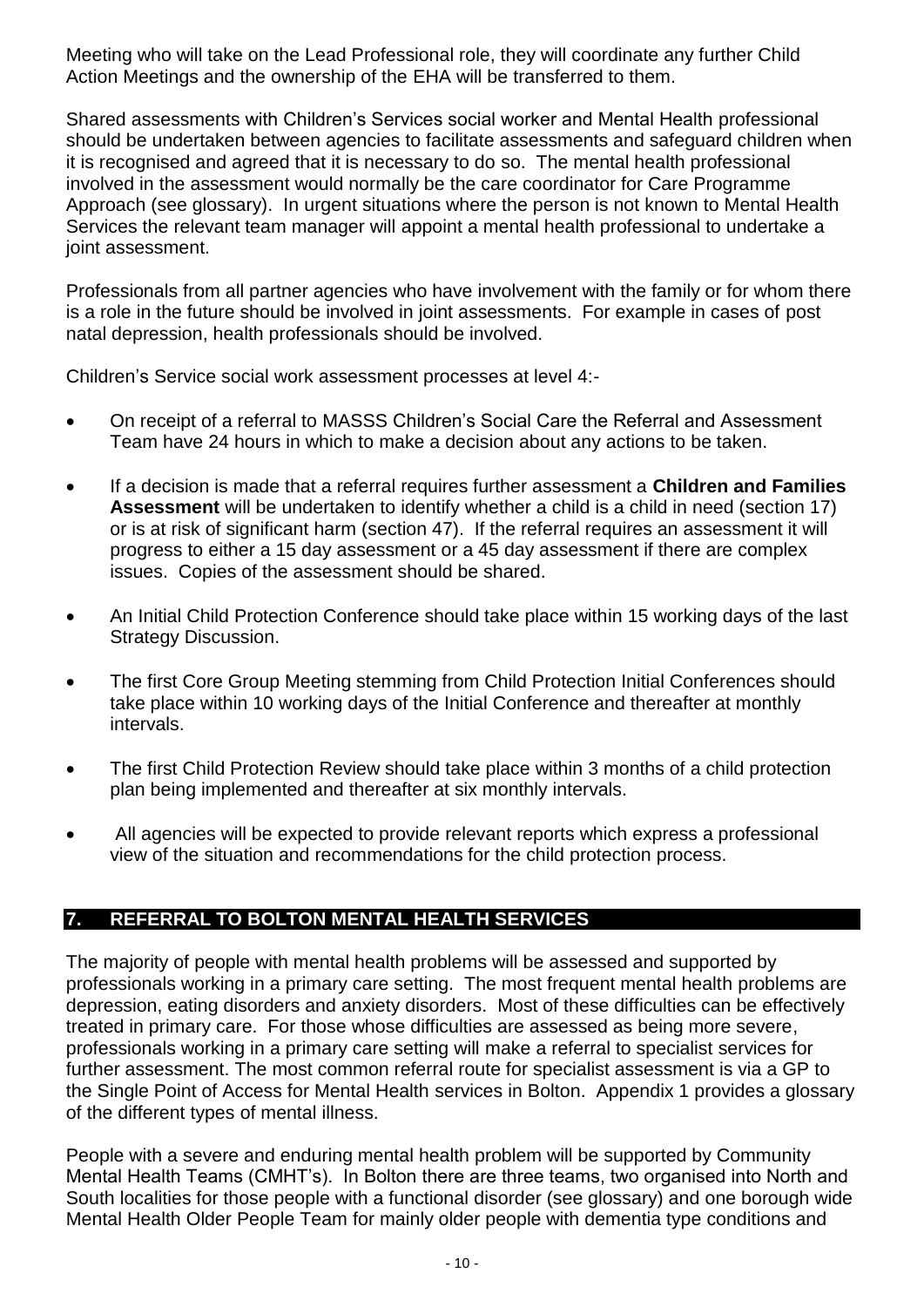Meeting who will take on the Lead Professional role, they will coordinate any further Child Action Meetings and the ownership of the EHA will be transferred to them.

Shared assessments with Children's Services social worker and Mental Health professional should be undertaken between agencies to facilitate assessments and safeguard children when it is recognised and agreed that it is necessary to do so. The mental health professional involved in the assessment would normally be the care coordinator for Care Programme Approach (see glossary). In urgent situations where the person is not known to Mental Health Services the relevant team manager will appoint a mental health professional to undertake a joint assessment.

Professionals from all partner agencies who have involvement with the family or for whom there is a role in the future should be involved in joint assessments. For example in cases of post natal depression, health professionals should be involved.

Children's Service social work assessment processes at level 4:-

- On receipt of a referral to MASSS Children's Social Care the Referral and Assessment Team have 24 hours in which to make a decision about any actions to be taken.
- If a decision is made that a referral requires further assessment a **Children and Families Assessment** will be undertaken to identify whether a child is a child in need (section 17) or is at risk of significant harm (section 47). If the referral requires an assessment it will progress to either a 15 day assessment or a 45 day assessment if there are complex issues. Copies of the assessment should be shared.
- An Initial Child Protection Conference should take place within 15 working days of the last Strategy Discussion.
- The first Core Group Meeting stemming from Child Protection Initial Conferences should take place within 10 working days of the Initial Conference and thereafter at monthly intervals.
- The first Child Protection Review should take place within 3 months of a child protection plan being implemented and thereafter at six monthly intervals.
- All agencies will be expected to provide relevant reports which express a professional view of the situation and recommendations for the child protection process.

## 7. REFERRAL TO BOLTON MENTAL HEALTH SERVICES

The majority of people with mental health problems will be assessed and supported by professionals working in a primary care setting. The most frequent mental health problems are depression, eating disorders and anxiety disorders. Most of these difficulties can be effectively treated in primary care. For those whose difficulties are assessed as being more severe, professionals working in a primary care setting will make a referral to specialist services for further assessment. The most common referral route for specialist assessment is via a GP to the Single Point of Access for Mental Health services in Bolton. Appendix 1 provides a glossary of the different types of mental illness.

People with a severe and enduring mental health problem will be supported by Community Mental Health Teams (CMHT's). In Bolton there are three teams, two organised into North and South localities for those people with a functional disorder (see glossary) and one borough wide Mental Health Older People Team for mainly older people with dementia type conditions and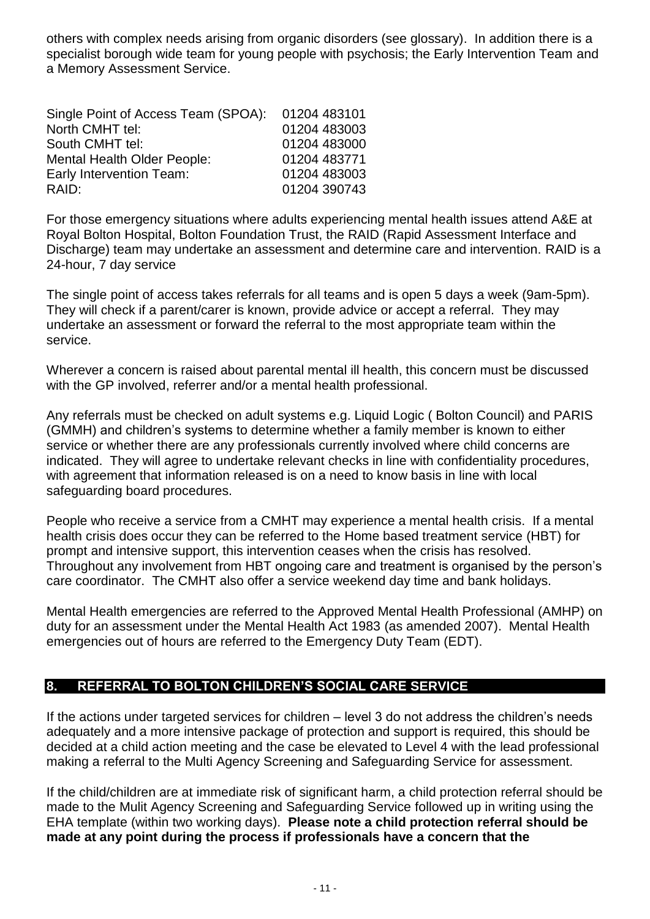others with complex needs arising from organic disorders (see glossary). In addition there is a specialist borough wide team for young people with psychosis; the Early Intervention Team and a Memory Assessment Service.

| | |
|---|---|
| Single Point of Access Team (SPOA): | 01204 483101 |
| North CMHT tel: | 01204 483003 |
| South CMHT tel: | 01204 483000 |
| Mental Health Older People: | 01204 483771 |
| Early Intervention Team: | 01204 483003 |
| RAID: | 01204 390743 |

For those emergency situations where adults experiencing mental health issues attend A&E at Royal Bolton Hospital, Bolton Foundation Trust, the RAID (Rapid Assessment Interface and Discharge) team may undertake an assessment and determine care and intervention. RAID is a 24-hour, 7 day service

The single point of access takes referrals for all teams and is open 5 days a week (9am-5pm). They will check if a parent/carer is known, provide advice or accept a referral. They may undertake an assessment or forward the referral to the most appropriate team within the service.

Wherever a concern is raised about parental mental ill health, this concern must be discussed with the GP involved, referrer and/or a mental health professional.

Any referrals must be checked on adult systems e.g. Liquid Logic ( Bolton Council) and PARIS (GMMH) and children's systems to determine whether a family member is known to either service or whether there are any professionals currently involved where child concerns are indicated. They will agree to undertake relevant checks in line with confidentiality procedures, with agreement that information released is on a need to know basis in line with local safeguarding board procedures.

People who receive a service from a CMHT may experience a mental health crisis. If a mental health crisis does occur they can be referred to the Home based treatment service (HBT) for prompt and intensive support, this intervention ceases when the crisis has resolved. Throughout any involvement from HBT ongoing care and treatment is organised by the person's care coordinator. The CMHT also offer a service weekend day time and bank holidays.

Mental Health emergencies are referred to the Approved Mental Health Professional (AMHP) on duty for an assessment under the Mental Health Act 1983 (as amended 2007). Mental Health emergencies out of hours are referred to the Emergency Duty Team (EDT).

## 8. REFERRAL TO BOLTON CHILDREN'S SOCIAL CARE SERVICE

If the actions under targeted services for children – level 3 do not address the children's needs adequately and a more intensive package of protection and support is required, this should be decided at a child action meeting and the case be elevated to Level 4 with the lead professional making a referral to the Multi Agency Screening and Safeguarding Service for assessment.

If the child/children are at immediate risk of significant harm, a child protection referral should be made to the Mulit Agency Screening and Safeguarding Service followed up in writing using the EHA template (within two working days). **Please note a child protection referral should be made at any point during the process if professionals have a concern that the**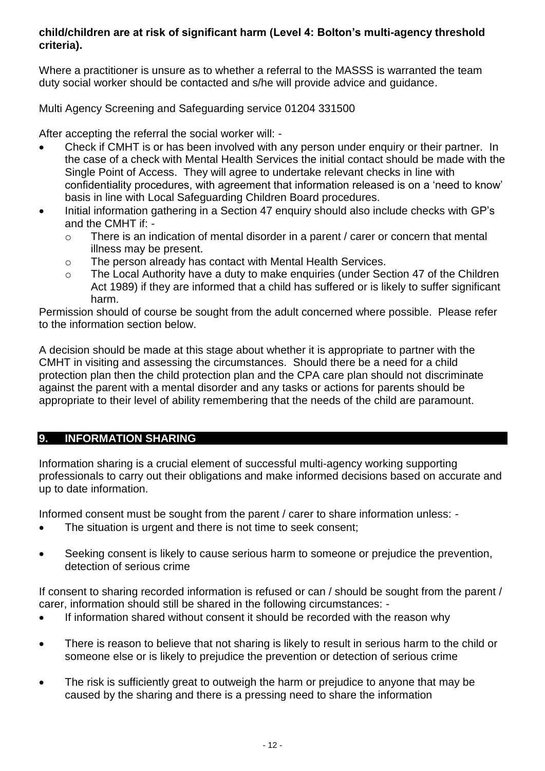**child/children are at risk of significant harm (Level 4: Bolton's multi-agency threshold criteria).**

Where a practitioner is unsure as to whether a referral to the MASSS is warranted the team duty social worker should be contacted and s/he will provide advice and guidance.

Multi Agency Screening and Safeguarding service 01204 331500

After accepting the referral the social worker will: -

- Check if CMHT is or has been involved with any person under enquiry or their partner. In the case of a check with Mental Health Services the initial contact should be made with the Single Point of Access. They will agree to undertake relevant checks in line with confidentiality procedures, with agreement that information released is on a 'need to know' basis in line with Local Safeguarding Children Board procedures.
- Initial information gathering in a Section 47 enquiry should also include checks with GP's and the CMHT if: -
  - There is an indication of mental disorder in a parent / carer or concern that mental illness may be present.
  - The person already has contact with Mental Health Services.
  - The Local Authority have a duty to make enquiries (under Section 47 of the Children Act 1989) if they are informed that a child has suffered or is likely to suffer significant harm.

Permission should of course be sought from the adult concerned where possible. Please refer to the information section below.

A decision should be made at this stage about whether it is appropriate to partner with the CMHT in visiting and assessing the circumstances. Should there be a need for a child protection plan then the child protection plan and the CPA care plan should not discriminate against the parent with a mental disorder and any tasks or actions for parents should be appropriate to their level of ability remembering that the needs of the child are paramount.

## 9. INFORMATION SHARING

Information sharing is a crucial element of successful multi-agency working supporting professionals to carry out their obligations and make informed decisions based on accurate and up to date information.

Informed consent must be sought from the parent / carer to share information unless: -

- The situation is urgent and there is not time to seek consent;
- Seeking consent is likely to cause serious harm to someone or prejudice the prevention, detection of serious crime

If consent to sharing recorded information is refused or can / should be sought from the parent / carer, information should still be shared in the following circumstances: -

- If information shared without consent it should be recorded with the reason why
- There is reason to believe that not sharing is likely to result in serious harm to the child or someone else or is likely to prejudice the prevention or detection of serious crime
- The risk is sufficiently great to outweigh the harm or prejudice to anyone that may be caused by the sharing and there is a pressing need to share the information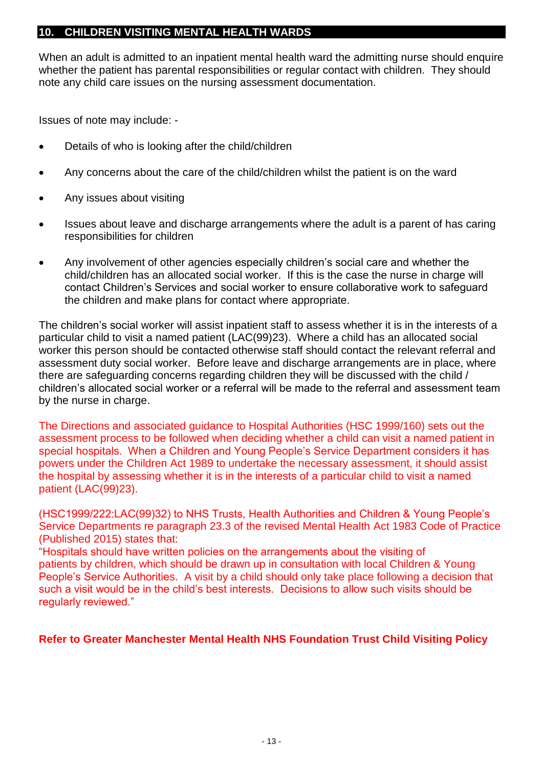## 10. CHILDREN VISITING MENTAL HEALTH WARDS

When an adult is admitted to an inpatient mental health ward the admitting nurse should enquire whether the patient has parental responsibilities or regular contact with children. They should note any child care issues on the nursing assessment documentation.

Issues of note may include: -

- Details of who is looking after the child/children
- Any concerns about the care of the child/children whilst the patient is on the ward
- Any issues about visiting
- Issues about leave and discharge arrangements where the adult is a parent of has caring responsibilities for children
- Any involvement of other agencies especially children's social care and whether the child/children has an allocated social worker. If this is the case the nurse in charge will contact Children's Services and social worker to ensure collaborative work to safeguard the children and make plans for contact where appropriate.

The children's social worker will assist inpatient staff to assess whether it is in the interests of a particular child to visit a named patient (LAC(99)23). Where a child has an allocated social worker this person should be contacted otherwise staff should contact the relevant referral and assessment duty social worker. Before leave and discharge arrangements are in place, where there are safeguarding concerns regarding children they will be discussed with the child / children's allocated social worker or a referral will be made to the referral and assessment team by the nurse in charge.

The Directions and associated guidance to Hospital Authorities (HSC 1999/160) sets out the assessment process to be followed when deciding whether a child can visit a named patient in special hospitals. When a Children and Young People's Service Department considers it has powers under the Children Act 1989 to undertake the necessary assessment, it should assist the hospital by assessing whether it is in the interests of a particular child to visit a named patient (LAC(99)23).

(HSC1999/222:LAC(99)32) to NHS Trusts, Health Authorities and Children & Young People's Service Departments re paragraph 23.3 of the revised Mental Health Act 1983 Code of Practice (Published 2015) states that:
"Hospitals should have written policies on the arrangements about the visiting of patients by children, which should be drawn up in consultation with local Children & Young People's Service Authorities. A visit by a child should only take place following a decision that such a visit would be in the child's best interests. Decisions to allow such visits should be regularly reviewed."

**Refer to Greater Manchester Mental Health NHS Foundation Trust Child Visiting Policy**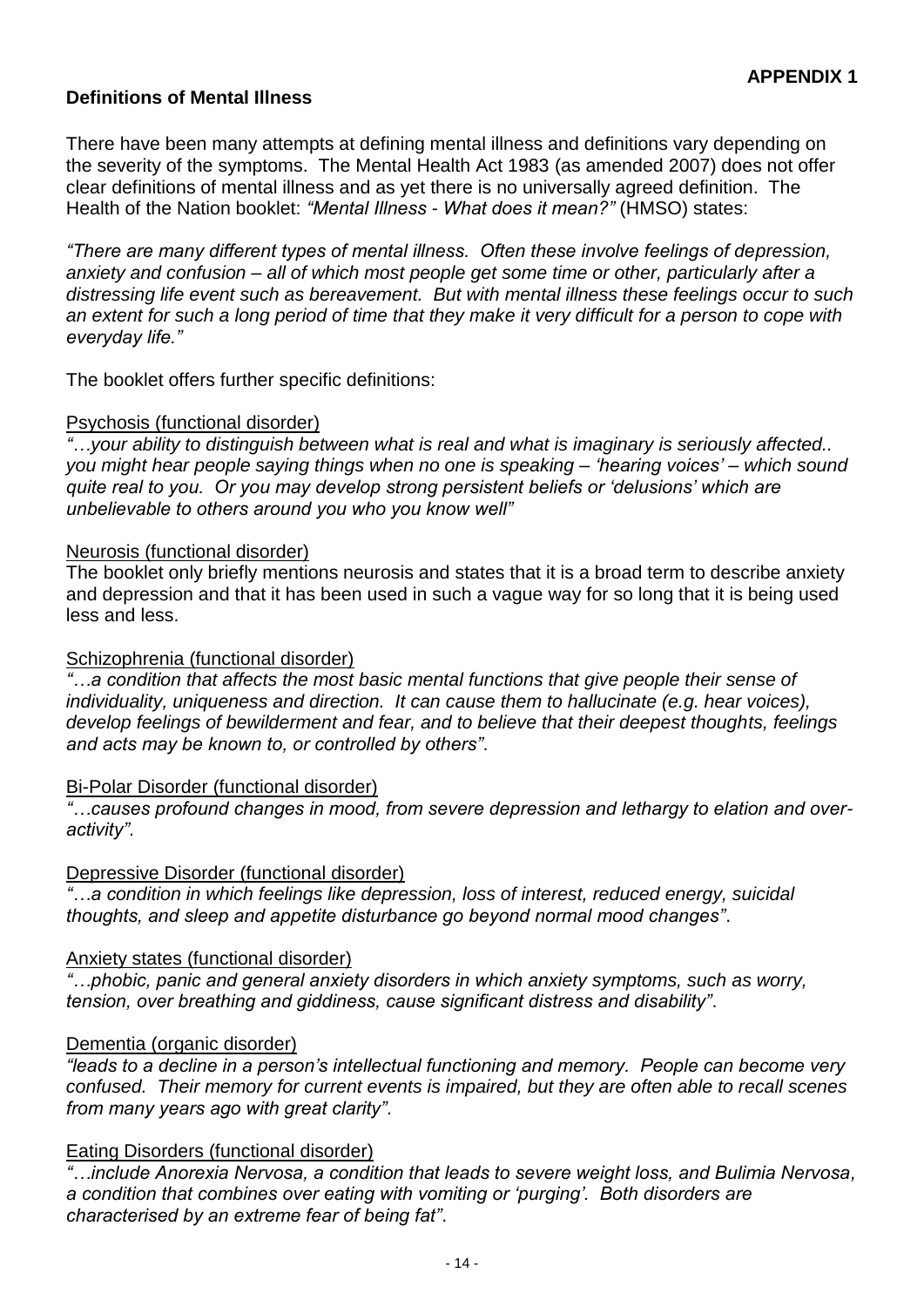**APPENDIX 1**

## Definitions of Mental Illness

There have been many attempts at defining mental illness and definitions vary depending on the severity of the symptoms. The Mental Health Act 1983 (as amended 2007) does not offer clear definitions of mental illness and as yet there is no universally agreed definition. The Health of the Nation booklet: *"Mental Illness - What does it mean?"* (HMSO) states:

*"There are many different types of mental illness. Often these involve feelings of depression, anxiety and confusion – all of which most people get some time or other, particularly after a distressing life event such as bereavement. But with mental illness these feelings occur to such an extent for such a long period of time that they make it very difficult for a person to cope with everyday life."*

The booklet offers further specific definitions:

<u>Psychosis (functional disorder)</u>
*"…your ability to distinguish between what is real and what is imaginary is seriously affected.. you might hear people saying things when no one is speaking – 'hearing voices' – which sound quite real to you. Or you may develop strong persistent beliefs or 'delusions' which are unbelievable to others around you who you know well"*

<u>Neurosis (functional disorder)</u>
The booklet only briefly mentions neurosis and states that it is a broad term to describe anxiety and depression and that it has been used in such a vague way for so long that it is being used less and less.

<u>Schizophrenia (functional disorder)</u>
*"…a condition that affects the most basic mental functions that give people their sense of individuality, uniqueness and direction. It can cause them to hallucinate (e.g. hear voices), develop feelings of bewilderment and fear, and to believe that their deepest thoughts, feelings and acts may be known to, or controlled by others"*.

<u>Bi-Polar Disorder (functional disorder)</u>
*"…causes profound changes in mood, from severe depression and lethargy to elation and over-activity"*.

<u>Depressive Disorder (functional disorder)</u>
*"…a condition in which feelings like depression, loss of interest, reduced energy, suicidal thoughts, and sleep and appetite disturbance go beyond normal mood changes"*.

<u>Anxiety states (functional disorder)</u>
*"…phobic, panic and general anxiety disorders in which anxiety symptoms, such as worry, tension, over breathing and giddiness, cause significant distress and disability"*.

<u>Dementia (organic disorder)</u>
*"leads to a decline in a person's intellectual functioning and memory. People can become very confused. Their memory for current events is impaired, but they are often able to recall scenes from many years ago with great clarity"*.

<u>Eating Disorders (functional disorder)</u>
*"…include Anorexia Nervosa, a condition that leads to severe weight loss, and Bulimia Nervosa, a condition that combines over eating with vomiting or 'purging'. Both disorders are characterised by an extreme fear of being fat"*.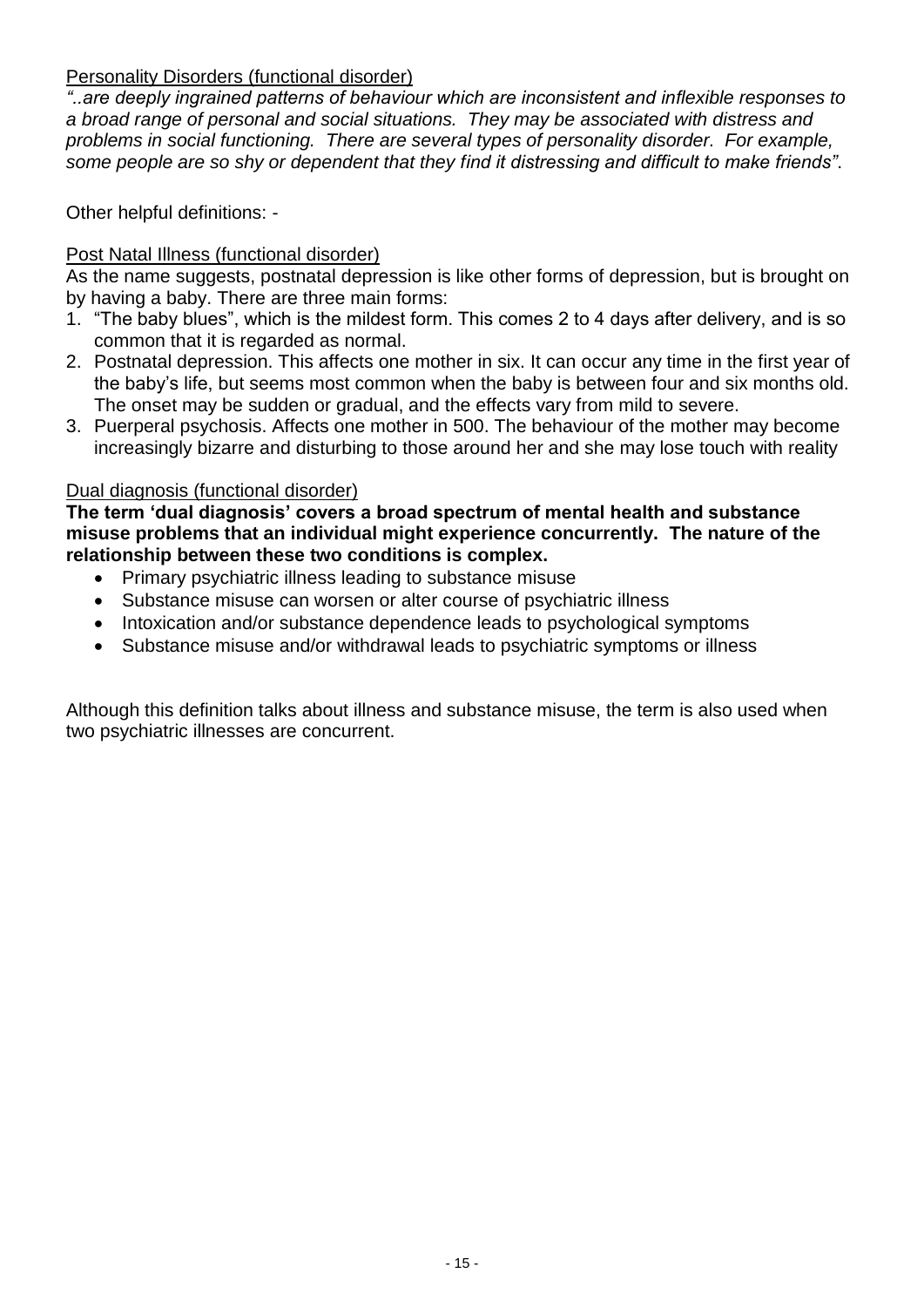<u>Personality Disorders (functional disorder)</u>

*"..are deeply ingrained patterns of behaviour which are inconsistent and inflexible responses to a broad range of personal and social situations. They may be associated with distress and problems in social functioning. There are several types of personality disorder. For example, some people are so shy or dependent that they find it distressing and difficult to make friends"*.

Other helpful definitions: -

<u>Post Natal Illness (functional disorder)</u>

As the name suggests, postnatal depression is like other forms of depression, but is brought on by having a baby. There are three main forms:

1. "The baby blues", which is the mildest form. This comes 2 to 4 days after delivery, and is so common that it is regarded as normal.
2. Postnatal depression. This affects one mother in six. It can occur any time in the first year of the baby's life, but seems most common when the baby is between four and six months old. The onset may be sudden or gradual, and the effects vary from mild to severe.
3. Puerperal psychosis. Affects one mother in 500. The behaviour of the mother may become increasingly bizarre and disturbing to those around her and she may lose touch with reality

<u>Dual diagnosis (functional disorder)</u>

**The term 'dual diagnosis' covers a broad spectrum of mental health and substance misuse problems that an individual might experience concurrently. The nature of the relationship between these two conditions is complex.**

- Primary psychiatric illness leading to substance misuse
- Substance misuse can worsen or alter course of psychiatric illness
- Intoxication and/or substance dependence leads to psychological symptoms
- Substance misuse and/or withdrawal leads to psychiatric symptoms or illness

Although this definition talks about illness and substance misuse, the term is also used when two psychiatric illnesses are concurrent.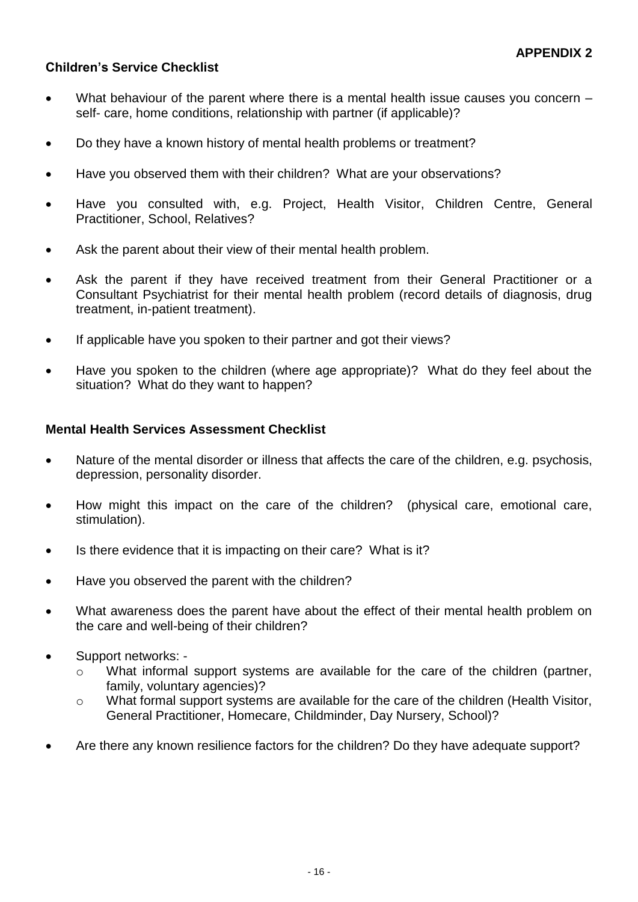**APPENDIX 2**

## Children's Service Checklist

- What behaviour of the parent where there is a mental health issue causes you concern – self- care, home conditions, relationship with partner (if applicable)?
- Do they have a known history of mental health problems or treatment?
- Have you observed them with their children? What are your observations?
- Have you consulted with, e.g. Project, Health Visitor, Children Centre, General Practitioner, School, Relatives?
- Ask the parent about their view of their mental health problem.
- Ask the parent if they have received treatment from their General Practitioner or a Consultant Psychiatrist for their mental health problem (record details of diagnosis, drug treatment, in-patient treatment).
- If applicable have you spoken to their partner and got their views?
- Have you spoken to the children (where age appropriate)? What do they feel about the situation? What do they want to happen?

## Mental Health Services Assessment Checklist

- Nature of the mental disorder or illness that affects the care of the children, e.g. psychosis, depression, personality disorder.
- How might this impact on the care of the children? (physical care, emotional care, stimulation).
- Is there evidence that it is impacting on their care? What is it?
- Have you observed the parent with the children?
- What awareness does the parent have about the effect of their mental health problem on the care and well-being of their children?
- Support networks: -
  - What informal support systems are available for the care of the children (partner, family, voluntary agencies)?
  - What formal support systems are available for the care of the children (Health Visitor, General Practitioner, Homecare, Childminder, Day Nursery, School)?
- Are there any known resilience factors for the children? Do they have adequate support?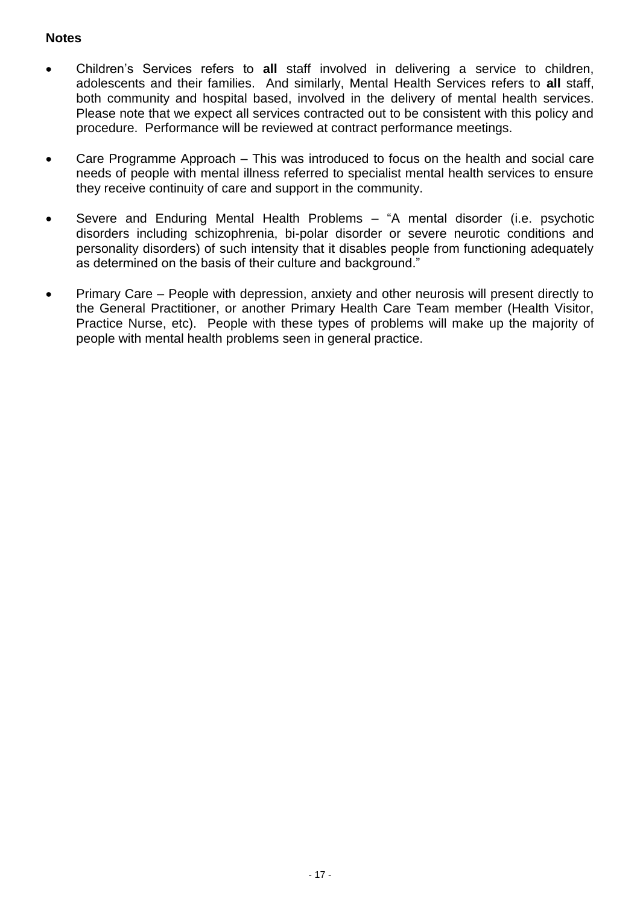**Notes**

- Children's Services refers to **all** staff involved in delivering a service to children, adolescents and their families. And similarly, Mental Health Services refers to **all** staff, both community and hospital based, involved in the delivery of mental health services. Please note that we expect all services contracted out to be consistent with this policy and procedure. Performance will be reviewed at contract performance meetings.

- Care Programme Approach – This was introduced to focus on the health and social care needs of people with mental illness referred to specialist mental health services to ensure they receive continuity of care and support in the community.

- Severe and Enduring Mental Health Problems – "A mental disorder (i.e. psychotic disorders including schizophrenia, bi-polar disorder or severe neurotic conditions and personality disorders) of such intensity that it disables people from functioning adequately as determined on the basis of their culture and background."

- Primary Care – People with depression, anxiety and other neurosis will present directly to the General Practitioner, or another Primary Health Care Team member (Health Visitor, Practice Nurse, etc). People with these types of problems will make up the majority of people with mental health problems seen in general practice.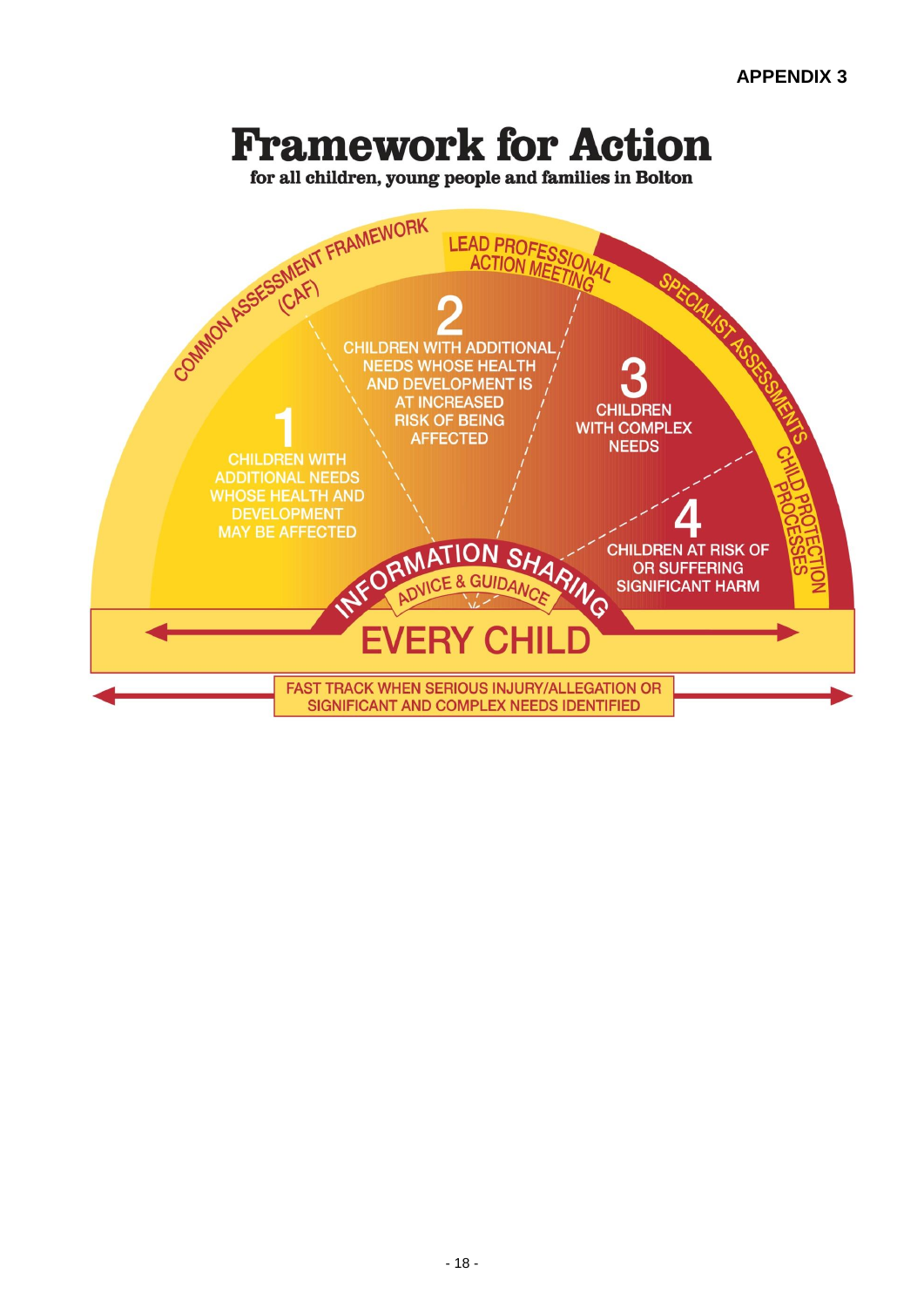**APPENDIX 3**

# Framework for Action

**for all children, young people and families in Bolton**

COMMON ASSESSMENT FRAMEWORK (CAF)

LEAD PROFESSIONAL ACTION MEETING

SPECIALIST ASSESSMENTS

CHILD PROTECTION PROCESSES

**1** CHILDREN WITH ADDITIONAL NEEDS WHOSE HEALTH AND DEVELOPMENT MAY BE AFFECTED

**2** CHILDREN WITH ADDITIONAL NEEDS WHOSE HEALTH AND DEVELOPMENT IS AT INCREASED RISK OF BEING AFFECTED

**3** CHILDREN WITH COMPLEX NEEDS

**4** CHILDREN AT RISK OF OR SUFFERING SIGNIFICANT HARM

INFORMATION SHARING

ADVICE & GUIDANCE

EVERY CHILD

FAST TRACK WHEN SERIOUS INJURY/ALLEGATION OR SIGNIFICANT AND COMPLEX NEEDS IDENTIFIED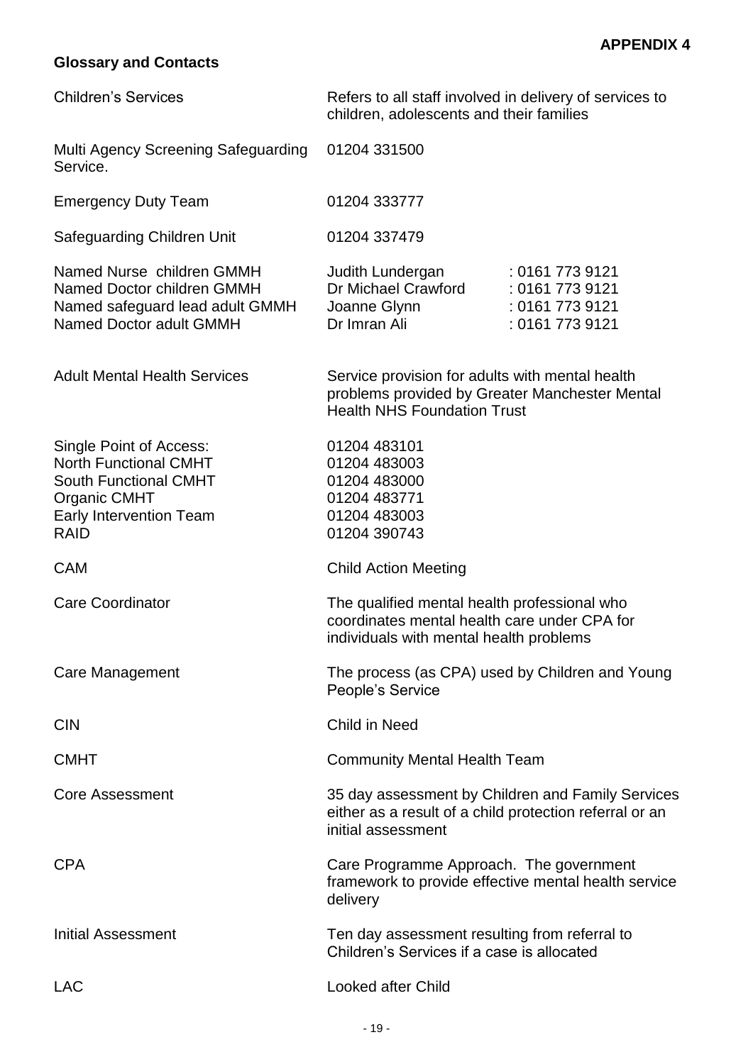**APPENDIX 4**

## Glossary and Contacts

| | | |
|---|---|---|
| Children's Services | Refers to all staff involved in delivery of services to children, adolescents and their families | |
| Multi Agency Screening Safeguarding Service. | 01204 331500 | |
| Emergency Duty Team | 01204 333777 | |
| Safeguarding Children Unit | 01204 337479 | |
| Named Nurse children GMMH | Judith Lundergan | : 0161 773 9121 |
| Named Doctor children GMMH | Dr Michael Crawford | : 0161 773 9121 |
| Named safeguard lead adult GMMH | Joanne Glynn | : 0161 773 9121 |
| Named Doctor adult GMMH | Dr Imran Ali | : 0161 773 9121 |
| Adult Mental Health Services | Service provision for adults with mental health problems provided by Greater Manchester Mental Health NHS Foundation Trust | |
| Single Point of Access: | 01204 483101 | |
| North Functional CMHT | 01204 483003 | |
| South Functional CMHT | 01204 483000 | |
| Organic CMHT | 01204 483771 | |
| Early Intervention Team | 01204 483003 | |
| RAID | 01204 390743 | |
| CAM | Child Action Meeting | |
| Care Coordinator | The qualified mental health professional who coordinates mental health care under CPA for individuals with mental health problems | |
| Care Management | The process (as CPA) used by Children and Young People's Service | |
| CIN | Child in Need | |
| CMHT | Community Mental Health Team | |
| Core Assessment | 35 day assessment by Children and Family Services either as a result of a child protection referral or an initial assessment | |
| CPA | Care Programme Approach. The government framework to provide effective mental health service delivery | |
| Initial Assessment | Ten day assessment resulting from referral to Children's Services if a case is allocated | |
| LAC | Looked after Child | |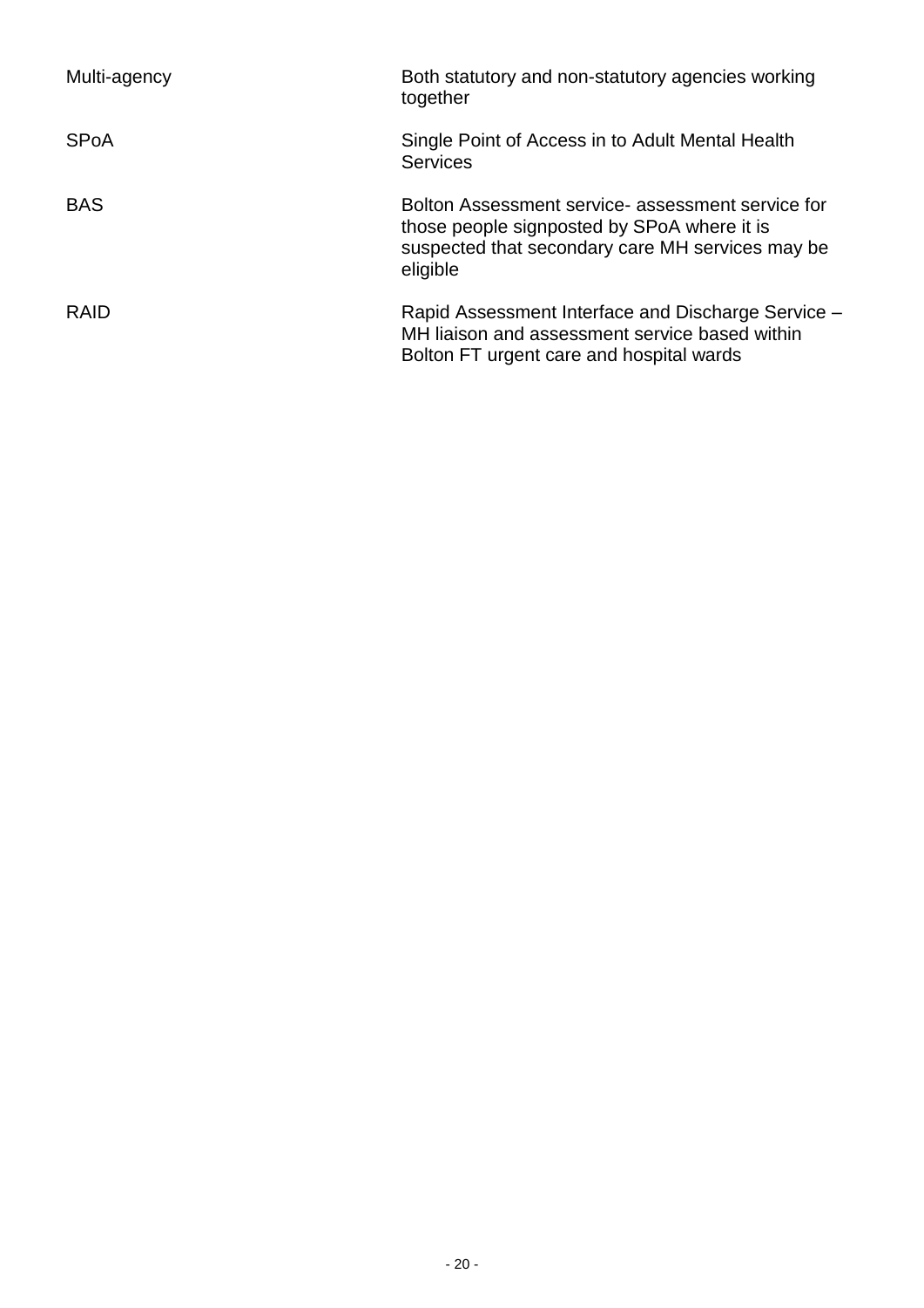| | |
|---|---|
| Multi-agency | Both statutory and non-statutory agencies working together |
| SPoA | Single Point of Access in to Adult Mental Health Services |
| BAS | Bolton Assessment service- assessment service for those people signposted by SPoA where it is suspected that secondary care MH services may be eligible |
| RAID | Rapid Assessment Interface and Discharge Service – MH liaison and assessment service based within Bolton FT urgent care and hospital wards |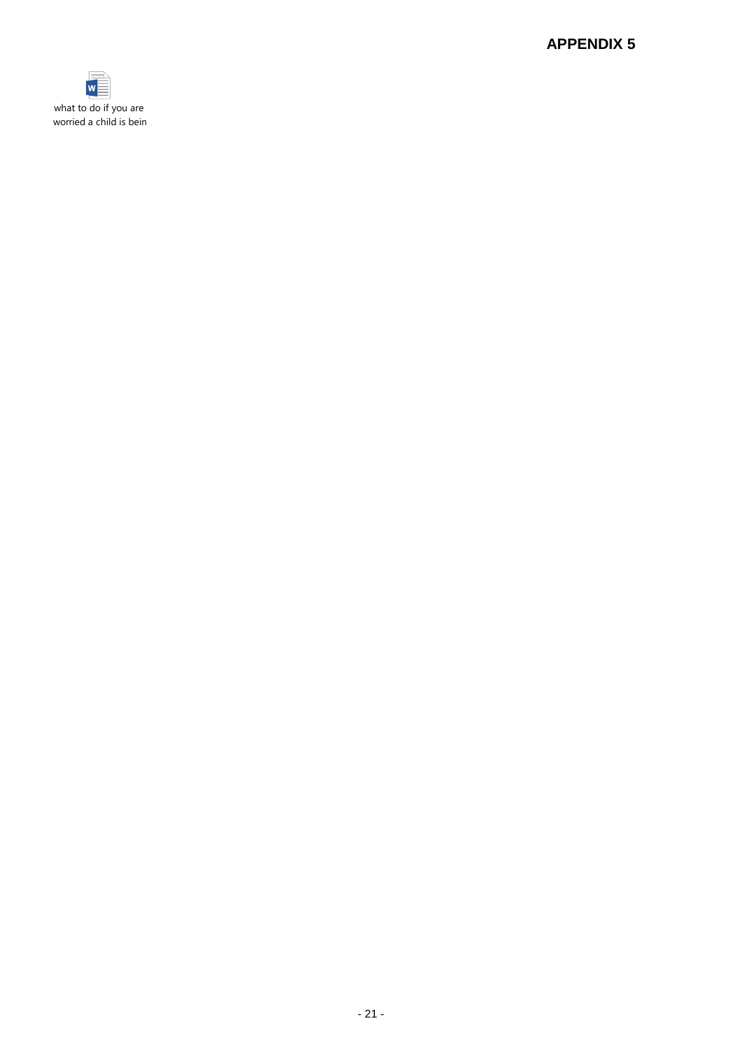# APPENDIX 5

what to do if you are worried a child is bein